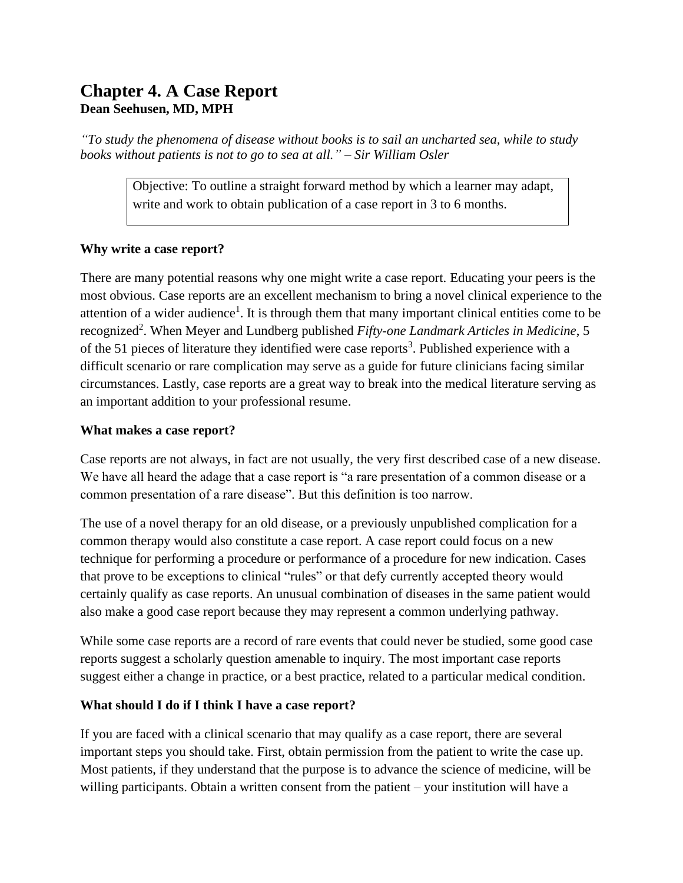# Chapter 4. A Case Report

**Dean Seehusen, MD, MPH**

*"To study the phenomena of disease without books is to sail an uncharted sea, while to study books without patients is not to go to sea at all." – Sir William Osler*

> Objective: To outline a straight forward method by which a learner may adapt, write and work to obtain publication of a case report in 3 to 6 months.

### Why write a case report?

There are many potential reasons why one might write a case report. Educating your peers is the most obvious. Case reports are an excellent mechanism to bring a novel clinical experience to the attention of a wider audience[1]. It is through them that many important clinical entities come to be recognized[2]. When Meyer and Lundberg published *Fifty-one Landmark Articles in Medicine*, 5 of the 51 pieces of literature they identified were case reports[3]. Published experience with a difficult scenario or rare complication may serve as a guide for future clinicians facing similar circumstances. Lastly, case reports are a great way to break into the medical literature serving as an important addition to your professional resume.

### What makes a case report?

Case reports are not always, in fact are not usually, the very first described case of a new disease. We have all heard the adage that a case report is "a rare presentation of a common disease or a common presentation of a rare disease". But this definition is too narrow.

The use of a novel therapy for an old disease, or a previously unpublished complication for a common therapy would also constitute a case report. A case report could focus on a new technique for performing a procedure or performance of a procedure for new indication. Cases that prove to be exceptions to clinical "rules" or that defy currently accepted theory would certainly qualify as case reports. An unusual combination of diseases in the same patient would also make a good case report because they may represent a common underlying pathway.

While some case reports are a record of rare events that could never be studied, some good case reports suggest a scholarly question amenable to inquiry. The most important case reports suggest either a change in practice, or a best practice, related to a particular medical condition.

### What should I do if I think I have a case report?

If you are faced with a clinical scenario that may qualify as a case report, there are several important steps you should take. First, obtain permission from the patient to write the case up. Most patients, if they understand that the purpose is to advance the science of medicine, will be willing participants. Obtain a written consent from the patient – your institution will have a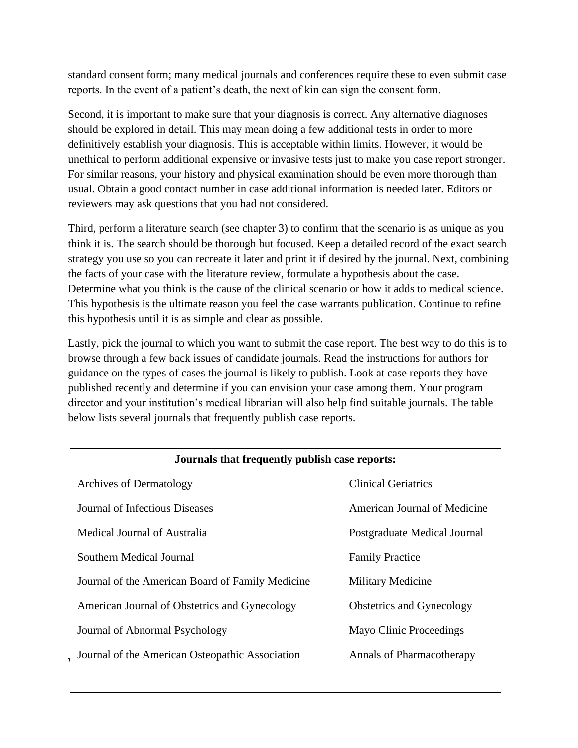standard consent form; many medical journals and conferences require these to even submit case reports. In the event of a patient's death, the next of kin can sign the consent form.

Second, it is important to make sure that your diagnosis is correct. Any alternative diagnoses should be explored in detail. This may mean doing a few additional tests in order to more definitively establish your diagnosis. This is acceptable within limits. However, it would be unethical to perform additional expensive or invasive tests just to make you case report stronger. For similar reasons, your history and physical examination should be even more thorough than usual. Obtain a good contact number in case additional information is needed later. Editors or reviewers may ask questions that you had not considered.

Third, perform a literature search (see chapter 3) to confirm that the scenario is as unique as you think it is. The search should be thorough but focused. Keep a detailed record of the exact search strategy you use so you can recreate it later and print it if desired by the journal. Next, combining the facts of your case with the literature review, formulate a hypothesis about the case. Determine what you think is the cause of the clinical scenario or how it adds to medical science. This hypothesis is the ultimate reason you feel the case warrants publication. Continue to refine this hypothesis until it is as simple and clear as possible.

Lastly, pick the journal to which you want to submit the case report. The best way to do this is to browse through a few back issues of candidate journals. Read the instructions for authors for guidance on the types of cases the journal is likely to publish. Look at case reports they have published recently and determine if you can envision your case among them. Your program director and your institution's medical librarian will also help find suitable journals. The table below lists several journals that frequently publish case reports.

| **Journals that frequently publish case reports:** | |
|---|---|
| Archives of Dermatology | Clinical Geriatrics |
| Journal of Infectious Diseases | American Journal of Medicine |
| Medical Journal of Australia | Postgraduate Medical Journal |
| Southern Medical Journal | Family Practice |
| Journal of the American Board of Family Medicine | Military Medicine |
| American Journal of Obstetrics and Gynecology | Obstetrics and Gynecology |
| Journal of Abnormal Psychology | Mayo Clinic Proceedings |
| Journal of the American Osteopathic Association | Annals of Pharmacotherapy |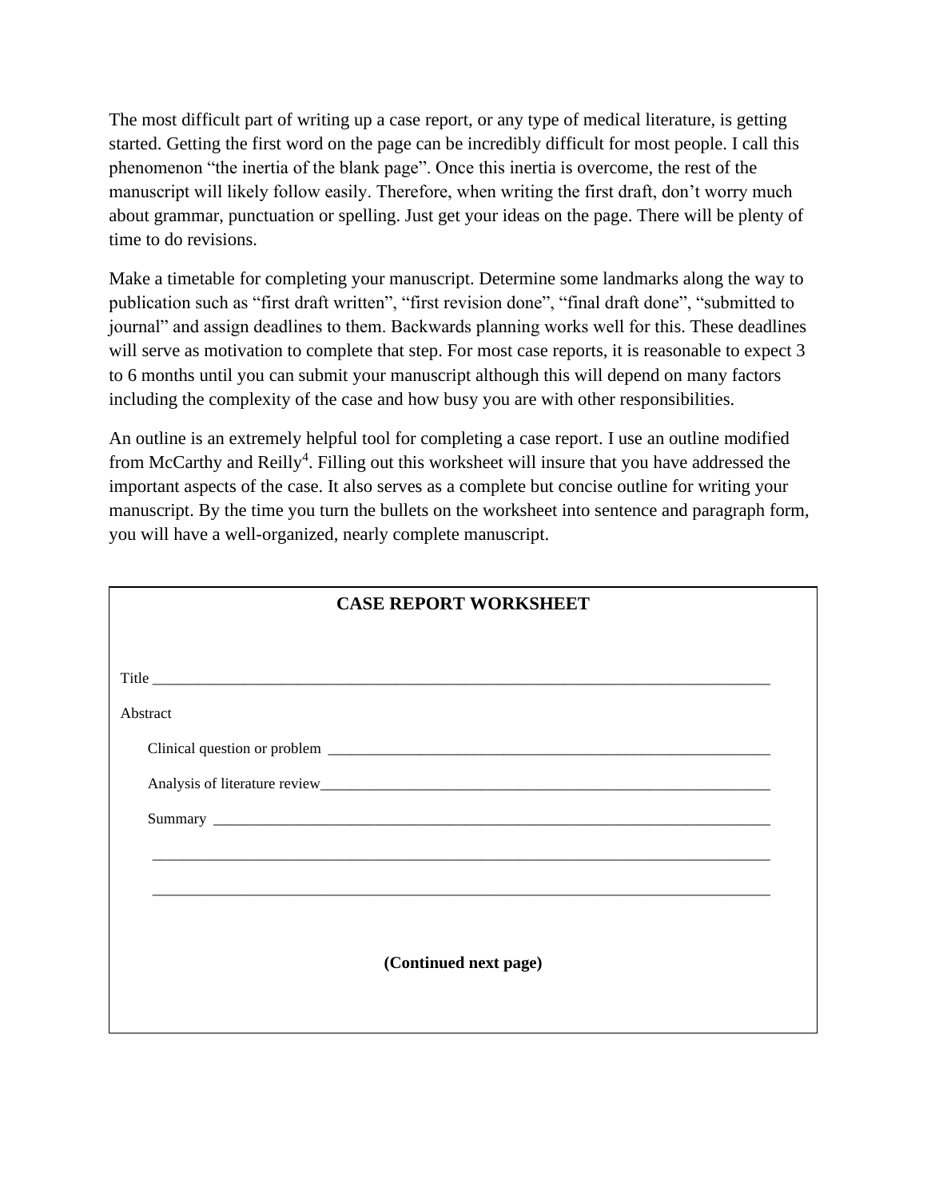The most difficult part of writing up a case report, or any type of medical literature, is getting started. Getting the first word on the page can be incredibly difficult for most people. I call this phenomenon "the inertia of the blank page". Once this inertia is overcome, the rest of the manuscript will likely follow easily. Therefore, when writing the first draft, don't worry much about grammar, punctuation or spelling. Just get your ideas on the page. There will be plenty of time to do revisions.

Make a timetable for completing your manuscript. Determine some landmarks along the way to publication such as "first draft written", "first revision done", "final draft done", "submitted to journal" and assign deadlines to them. Backwards planning works well for this. These deadlines will serve as motivation to complete that step. For most case reports, it is reasonable to expect 3 to 6 months until you can submit your manuscript although this will depend on many factors including the complexity of the case and how busy you are with other responsibilities.

An outline is an extremely helpful tool for completing a case report. I use an outline modified from McCarthy and Reilly[4]. Filling out this worksheet will insure that you have addressed the important aspects of the case. It also serves as a complete but concise outline for writing your manuscript. By the time you turn the bullets on the worksheet into sentence and paragraph form, you will have a well-organized, nearly complete manuscript.

**CASE REPORT WORKSHEET**

Title ____________________________________________________________

Abstract

- Clinical question or problem ____________________________________________
- Analysis of literature review____________________________________________
- Summary ______________________________________________________

________________________________________________________________

________________________________________________________________

**(Continued next page)**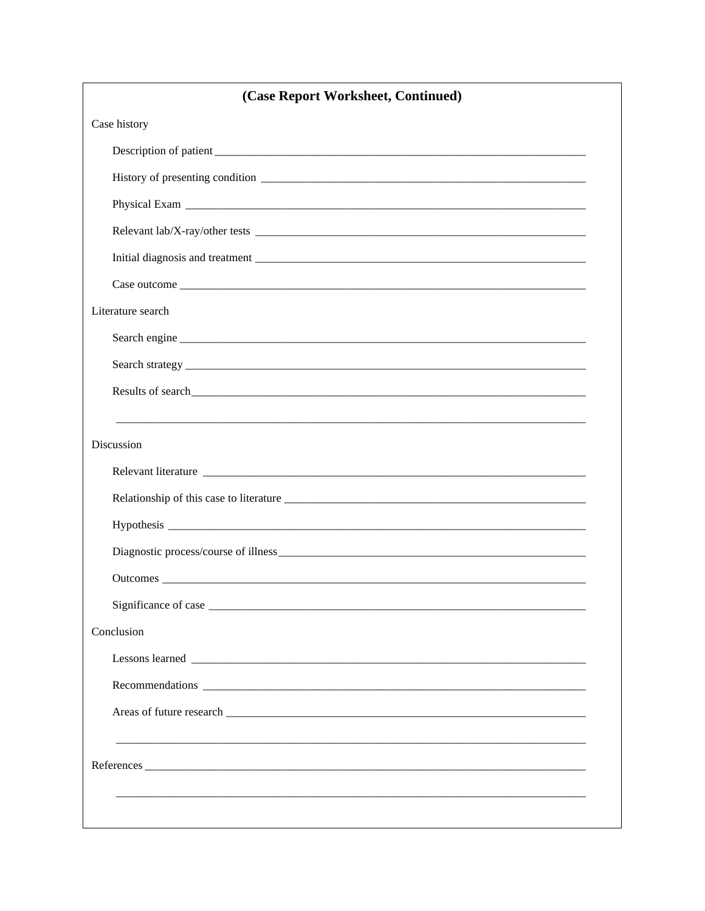## (Case Report Worksheet, Continued)

Case history

Description of patient ______________________________________________________________

History of presenting condition ________________________________________________________

Physical Exam ______________________________________________________________________

Relevant lab/X-ray/other tests _________________________________________________________

Initial diagnosis and treatment _________________________________________________________

Case outcome ______________________________________________________________________

Literature search

Search engine ______________________________________________________________________

Search strategy _____________________________________________________________________

Results of search____________________________________________________________________

______________________________________________________________________________

Discussion

Relevant literature __________________________________________________________________

Relationship of this case to literature ___________________________________________________

Hypothesis ________________________________________________________________________

Diagnostic process/course of illness_____________________________________________________

Outcomes _________________________________________________________________________

Significance of case _________________________________________________________________

Conclusion

Lessons learned ____________________________________________________________________

Recommendations __________________________________________________________________

Areas of future research ______________________________________________________________

______________________________________________________________________________

References _________________________________________________________________________

______________________________________________________________________________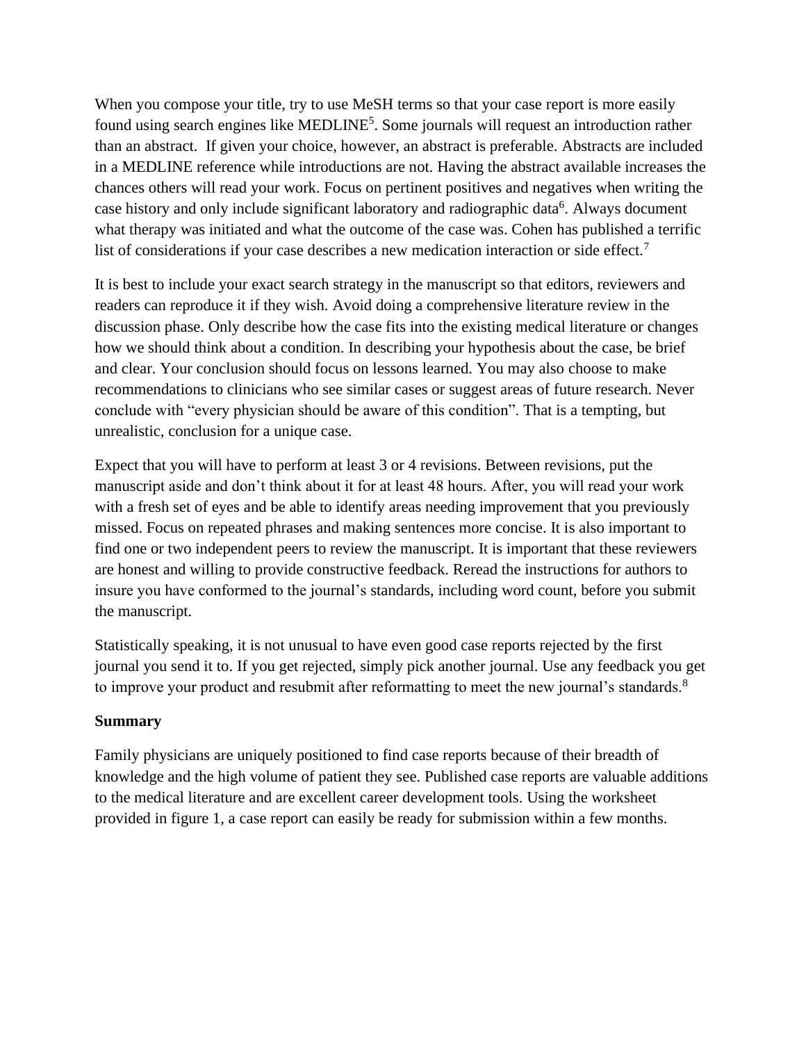When you compose your title, try to use MeSH terms so that your case report is more easily found using search engines like MEDLINE[5]. Some journals will request an introduction rather than an abstract. If given your choice, however, an abstract is preferable. Abstracts are included in a MEDLINE reference while introductions are not. Having the abstract available increases the chances others will read your work. Focus on pertinent positives and negatives when writing the case history and only include significant laboratory and radiographic data[6]. Always document what therapy was initiated and what the outcome of the case was. Cohen has published a terrific list of considerations if your case describes a new medication interaction or side effect.[7]

It is best to include your exact search strategy in the manuscript so that editors, reviewers and readers can reproduce it if they wish. Avoid doing a comprehensive literature review in the discussion phase. Only describe how the case fits into the existing medical literature or changes how we should think about a condition. In describing your hypothesis about the case, be brief and clear. Your conclusion should focus on lessons learned. You may also choose to make recommendations to clinicians who see similar cases or suggest areas of future research. Never conclude with "every physician should be aware of this condition". That is a tempting, but unrealistic, conclusion for a unique case.

Expect that you will have to perform at least 3 or 4 revisions. Between revisions, put the manuscript aside and don't think about it for at least 48 hours. After, you will read your work with a fresh set of eyes and be able to identify areas needing improvement that you previously missed. Focus on repeated phrases and making sentences more concise. It is also important to find one or two independent peers to review the manuscript. It is important that these reviewers are honest and willing to provide constructive feedback. Reread the instructions for authors to insure you have conformed to the journal's standards, including word count, before you submit the manuscript.

Statistically speaking, it is not unusual to have even good case reports rejected by the first journal you send it to. If you get rejected, simply pick another journal. Use any feedback you get to improve your product and resubmit after reformatting to meet the new journal's standards.[8]

**Summary**

Family physicians are uniquely positioned to find case reports because of their breadth of knowledge and the high volume of patient they see. Published case reports are valuable additions to the medical literature and are excellent career development tools. Using the worksheet provided in figure 1, a case report can easily be ready for submission within a few months.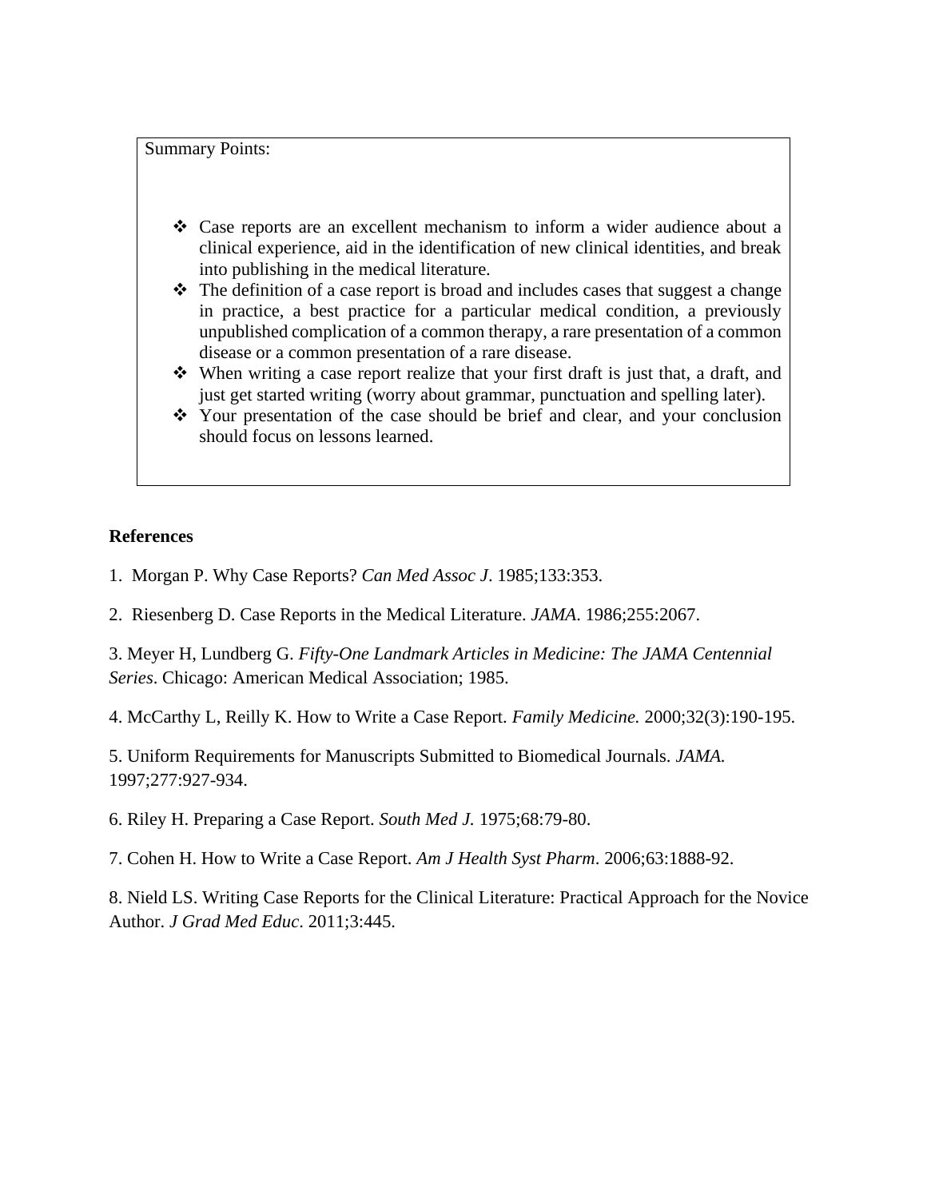Summary Points:

- Case reports are an excellent mechanism to inform a wider audience about a clinical experience, aid in the identification of new clinical identities, and break into publishing in the medical literature.
- The definition of a case report is broad and includes cases that suggest a change in practice, a best practice for a particular medical condition, a previously unpublished complication of a common therapy, a rare presentation of a common disease or a common presentation of a rare disease.
- When writing a case report realize that your first draft is just that, a draft, and just get started writing (worry about grammar, punctuation and spelling later).
- Your presentation of the case should be brief and clear, and your conclusion should focus on lessons learned.

**References**

1. Morgan P. Why Case Reports? *Can Med Assoc J*. 1985;133:353.

2. Riesenberg D. Case Reports in the Medical Literature. *JAMA*. 1986;255:2067.

3. Meyer H, Lundberg G. *Fifty-One Landmark Articles in Medicine: The JAMA Centennial Series*. Chicago: American Medical Association; 1985.

4. McCarthy L, Reilly K. How to Write a Case Report. *Family Medicine.* 2000;32(3):190-195.

5. Uniform Requirements for Manuscripts Submitted to Biomedical Journals. *JAMA.* 1997;277:927-934.

6. Riley H. Preparing a Case Report. *South Med J.* 1975;68:79-80.

7. Cohen H. How to Write a Case Report. *Am J Health Syst Pharm*. 2006;63:1888-92.

8. Nield LS. Writing Case Reports for the Clinical Literature: Practical Approach for the Novice Author. *J Grad Med Educ*. 2011;3:445.